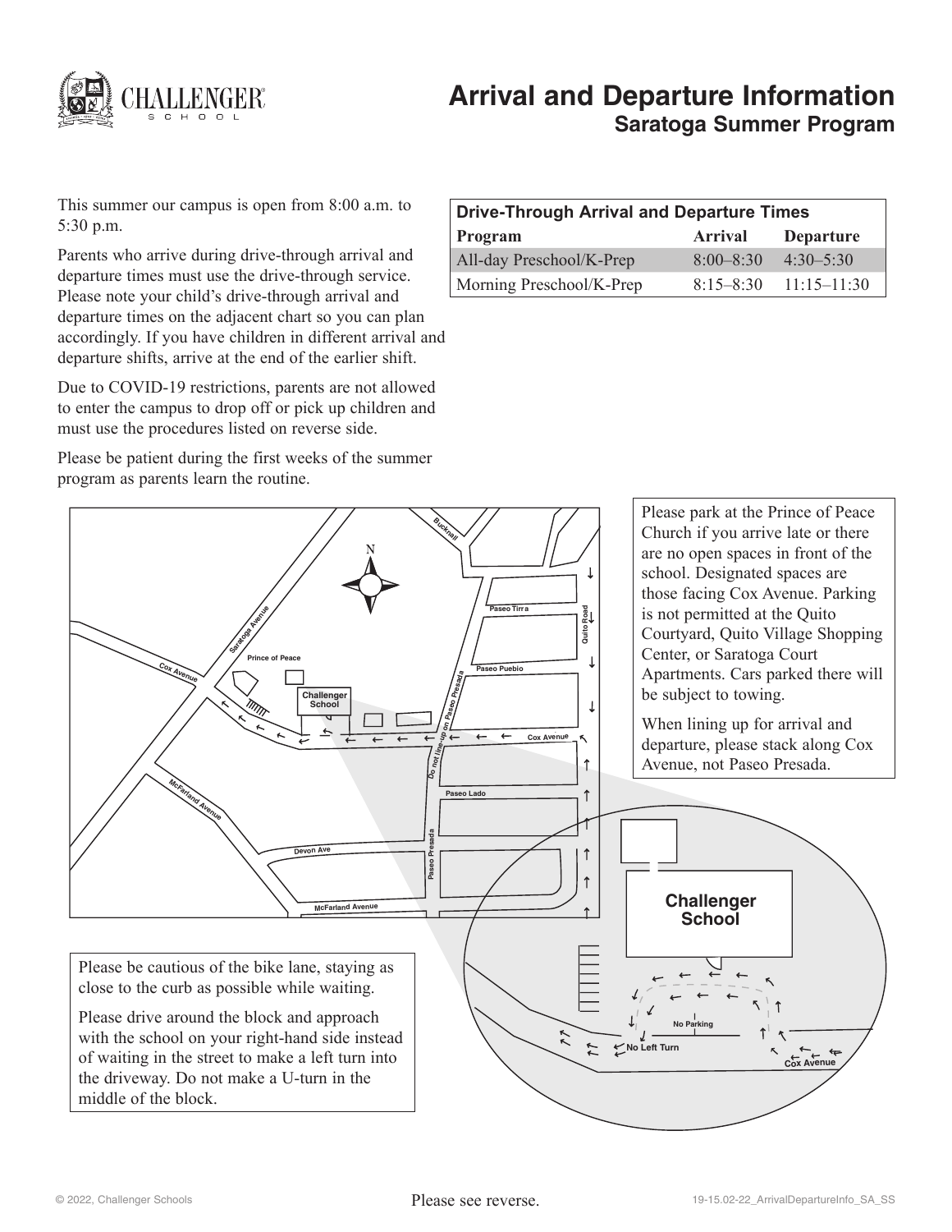# Arrival and Departure Information

## Saratoga Summer Program

This summer our campus is open from 8:00 a.m. to 5:30 p.m.

Parents who arrive during drive-through arrival and departure times must use the drive-through service. Please note your child's drive-through arrival and departure times on the adjacent chart so you can plan accordingly. If you have children in different arrival and departure shifts, arrive at the end of the earlier shift.

Due to COVID-19 restrictions, parents are not allowed to enter the campus to drop off or pick up children and must use the procedures listed on reverse side.

Please be patient during the first weeks of the summer program as parents learn the routine.

| Drive-Through Arrival and Departure Times | | |
|---|---|---|
| **Program** | **Arrival** | **Departure** |
| All-day Preschool/K-Prep | 8:00–8:30 | 4:30–5:30 |
| Morning Preschool/K-Prep | 8:15–8:30 | 11:15–11:30 |

Please park at the Prince of Peace Church if you arrive late or there are no open spaces in front of the school. Designated spaces are those facing Cox Avenue. Parking is not permitted at the Quito Courtyard, Quito Village Shopping Center, or Saratoga Court Apartments. Cars parked there will be subject to towing.

When lining up for arrival and departure, please stack along Cox Avenue, not Paseo Presada.

Please be cautious of the bike lane, staying as close to the curb as possible while waiting.

Please drive around the block and approach with the school on your right-hand side instead of waiting in the street to make a left turn into the driveway. Do not make a U-turn in the middle of the block.

Please see reverse.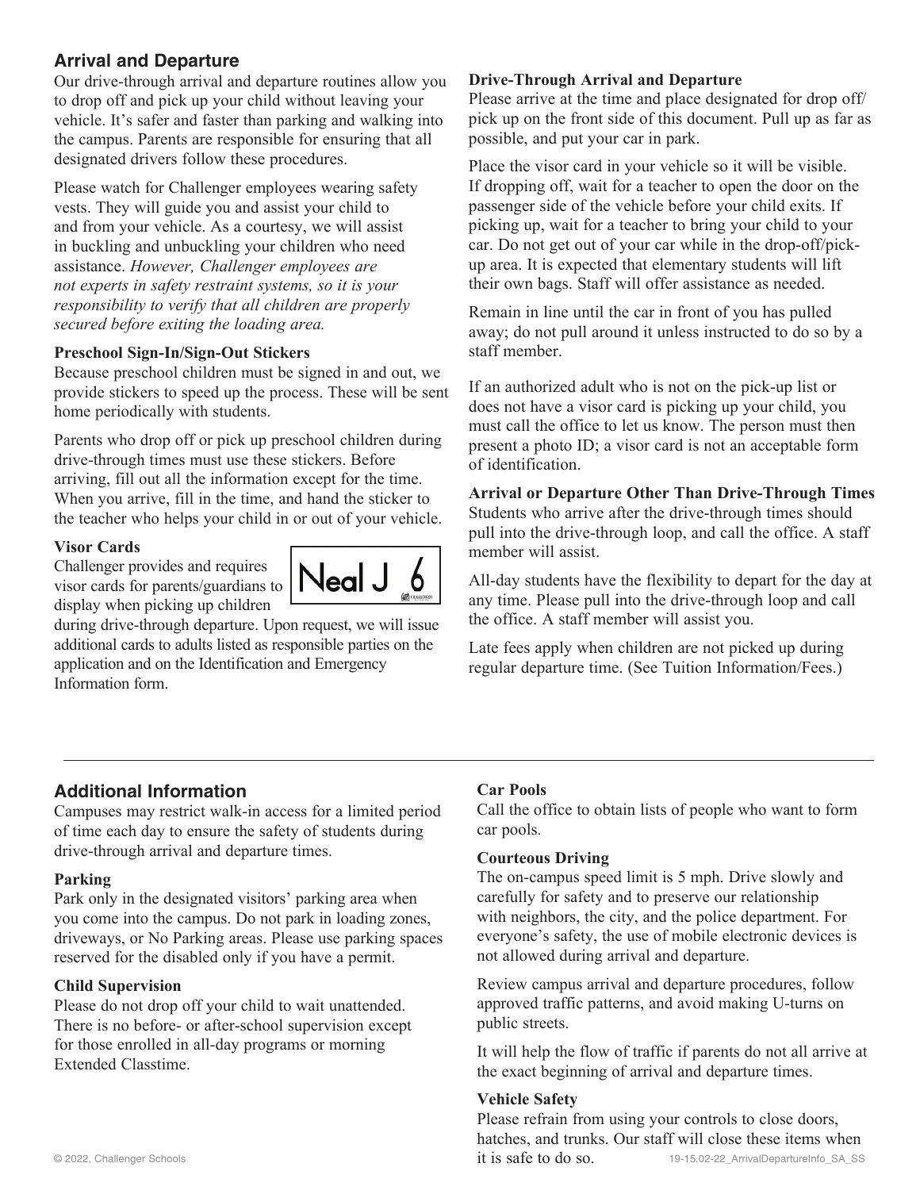## Arrival and Departure

Our drive-through arrival and departure routines allow you to drop off and pick up your child without leaving your vehicle. It's safer and faster than parking and walking into the campus. Parents are responsible for ensuring that all designated drivers follow these procedures.

Please watch for Challenger employees wearing safety vests. They will guide you and assist your child to and from your vehicle. As a courtesy, we will assist in buckling and unbuckling your children who need assistance. *However, Challenger employees are not experts in safety restraint systems, so it is your responsibility to verify that all children are properly secured before exiting the loading area.*

**Preschool Sign-In/Sign-Out Stickers**

Because preschool children must be signed in and out, we provide stickers to speed up the process. These will be sent home periodically with students.

Parents who drop off or pick up preschool children during drive-through times must use these stickers. Before arriving, fill out all the information except for the time. When you arrive, fill in the time, and hand the sticker to the teacher who helps your child in or out of your vehicle.

**Visor Cards**

Neal J 6

Challenger provides and requires visor cards for parents/guardians to display when picking up children during drive-through departure. Upon request, we will issue additional cards to adults listed as responsible parties on the application and on the Identification and Emergency Information form.

**Drive-Through Arrival and Departure**

Please arrive at the time and place designated for drop off/pick up on the front side of this document. Pull up as far as possible, and put your car in park.

Place the visor card in your vehicle so it will be visible. If dropping off, wait for a teacher to open the door on the passenger side of the vehicle before your child exits. If picking up, wait for a teacher to bring your child to your car. Do not get out of your car while in the drop-off/pick-up area. It is expected that elementary students will lift their own bags. Staff will offer assistance as needed.

Remain in line until the car in front of you has pulled away; do not pull around it unless instructed to do so by a staff member.

If an authorized adult who is not on the pick-up list or does not have a visor card is picking up your child, you must call the office to let us know. The person must then present a photo ID; a visor card is not an acceptable form of identification.

**Arrival or Departure Other Than Drive-Through Times**

Students who arrive after the drive-through times should pull into the drive-through loop, and call the office. A staff member will assist.

All-day students have the flexibility to depart for the day at any time. Please pull into the drive-through loop and call the office. A staff member will assist you.

Late fees apply when children are not picked up during regular departure time. (See Tuition Information/Fees.)

---

## Additional Information

Campuses may restrict walk-in access for a limited period of time each day to ensure the safety of students during drive-through arrival and departure times.

**Parking**

Park only in the designated visitors' parking area when you come into the campus. Do not park in loading zones, driveways, or No Parking areas. Please use parking spaces reserved for the disabled only if you have a permit.

**Child Supervision**

Please do not drop off your child to wait unattended. There is no before- or after-school supervision except for those enrolled in all-day programs or morning Extended Classtime.

**Car Pools**

Call the office to obtain lists of people who want to form car pools.

**Courteous Driving**

The on-campus speed limit is 5 mph. Drive slowly and carefully for safety and to preserve our relationship with neighbors, the city, and the police department. For everyone's safety, the use of mobile electronic devices is not allowed during arrival and departure.

Review campus arrival and departure procedures, follow approved traffic patterns, and avoid making U-turns on public streets.

It will help the flow of traffic if parents do not all arrive at the exact beginning of arrival and departure times.

**Vehicle Safety**

Please refrain from using your controls to close doors, hatches, and trunks. Our staff will close these items when it is safe to do so.

© 2022, Challenger Schools

19-15.02-22_ArrivalDepartureInfo_SA_SS